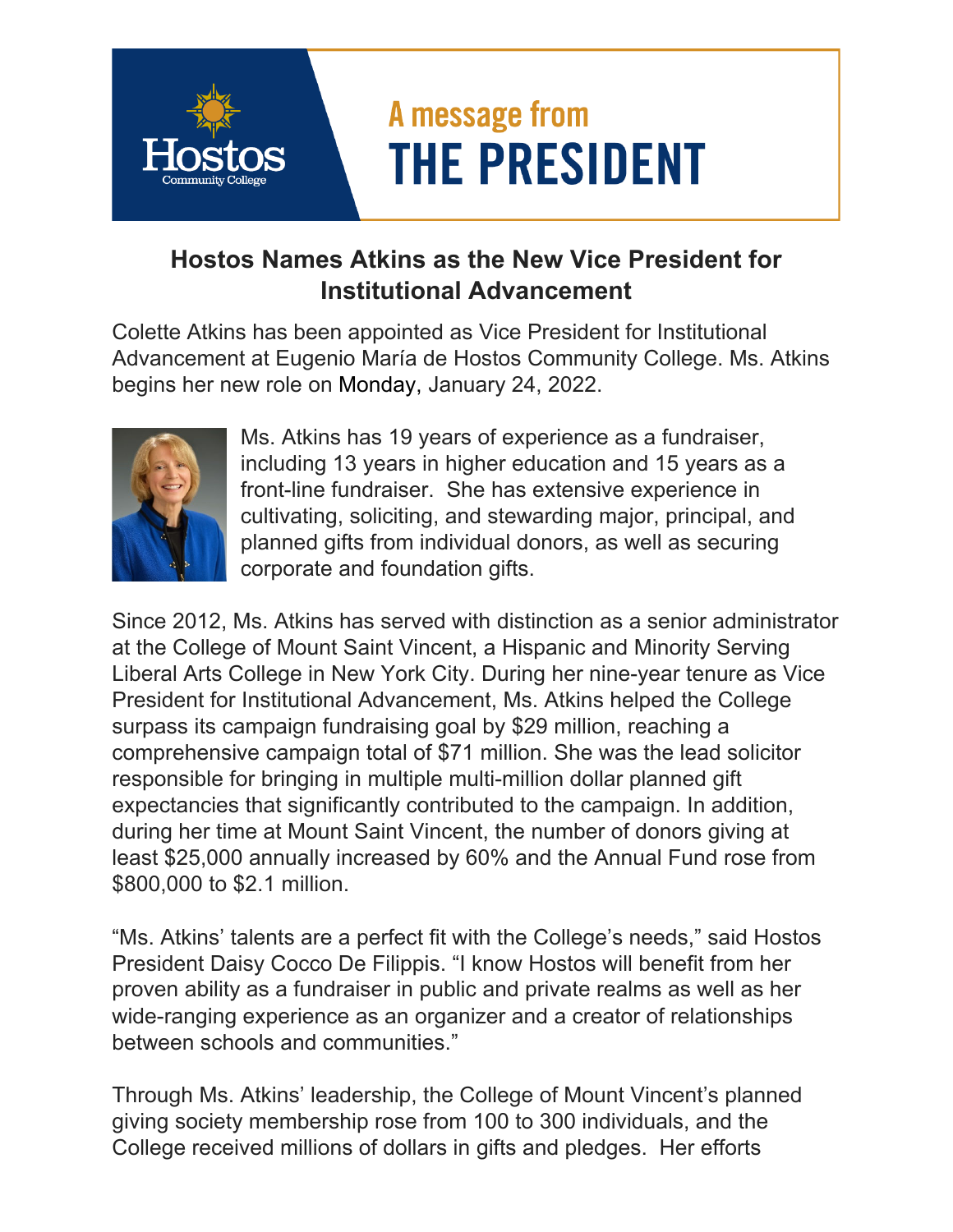A message from

# THE PRESIDENT

## Hostos Names Atkins as the New Vice President for Institutional Advancement

Colette Atkins has been appointed as Vice President for Institutional Advancement at Eugenio María de Hostos Community College. Ms. Atkins begins her new role on Monday, January 24, 2022.

Ms. Atkins has 19 years of experience as a fundraiser, including 13 years in higher education and 15 years as a front-line fundraiser. She has extensive experience in cultivating, soliciting, and stewarding major, principal, and planned gifts from individual donors, as well as securing corporate and foundation gifts.

Since 2012, Ms. Atkins has served with distinction as a senior administrator at the College of Mount Saint Vincent, a Hispanic and Minority Serving Liberal Arts College in New York City. During her nine-year tenure as Vice President for Institutional Advancement, Ms. Atkins helped the College surpass its campaign fundraising goal by $29 million, reaching a comprehensive campaign total of $71 million. She was the lead solicitor responsible for bringing in multiple multi-million dollar planned gift expectancies that significantly contributed to the campaign. In addition, during her time at Mount Saint Vincent, the number of donors giving at least $25,000 annually increased by 60% and the Annual Fund rose from $800,000 to $2.1 million.

"Ms. Atkins' talents are a perfect fit with the College's needs," said Hostos President Daisy Cocco De Filippis. "I know Hostos will benefit from her proven ability as a fundraiser in public and private realms as well as her wide-ranging experience as an organizer and a creator of relationships between schools and communities."

Through Ms. Atkins' leadership, the College of Mount Vincent's planned giving society membership rose from 100 to 300 individuals, and the College received millions of dollars in gifts and pledges. Her efforts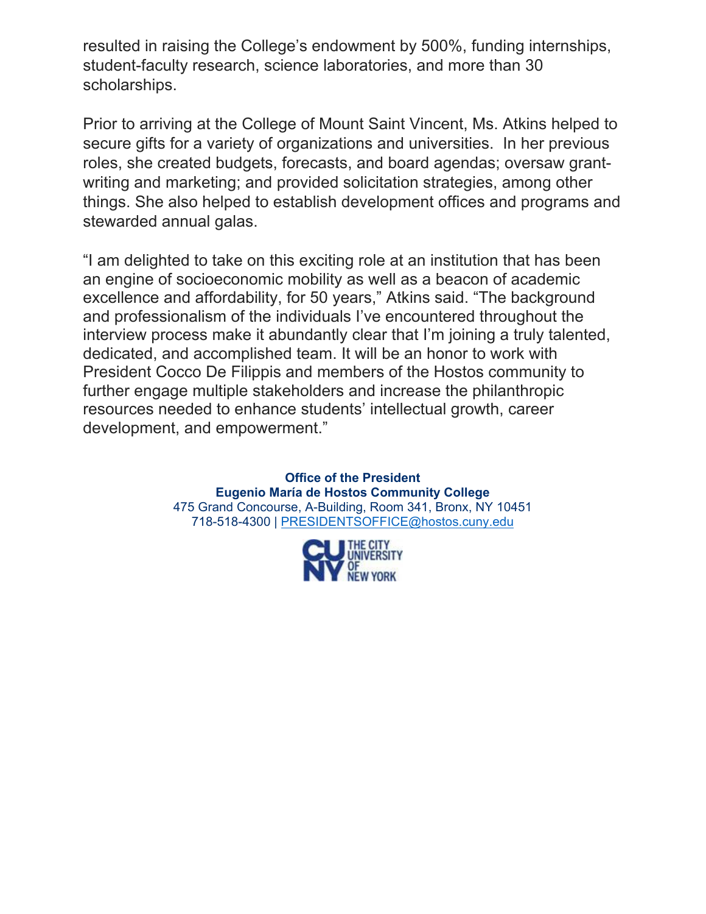resulted in raising the College's endowment by 500%, funding internships, student-faculty research, science laboratories, and more than 30 scholarships.

Prior to arriving at the College of Mount Saint Vincent, Ms. Atkins helped to secure gifts for a variety of organizations and universities. In her previous roles, she created budgets, forecasts, and board agendas; oversaw grant-writing and marketing; and provided solicitation strategies, among other things. She also helped to establish development offices and programs and stewarded annual galas.

"I am delighted to take on this exciting role at an institution that has been an engine of socioeconomic mobility as well as a beacon of academic excellence and affordability, for 50 years," Atkins said. "The background and professionalism of the individuals I've encountered throughout the interview process make it abundantly clear that I'm joining a truly talented, dedicated, and accomplished team. It will be an honor to work with President Cocco De Filippis and members of the Hostos community to further engage multiple stakeholders and increase the philanthropic resources needed to enhance students' intellectual growth, career development, and empowerment."

**Office of the President**
**Eugenio María de Hostos Community College**
475 Grand Concourse, A-Building, Room 341, Bronx, NY 10451
718-518-4300 | PRESIDENTSOFFICE@hostos.cuny.edu

CUNY THE CITY UNIVERSITY OF NEW YORK